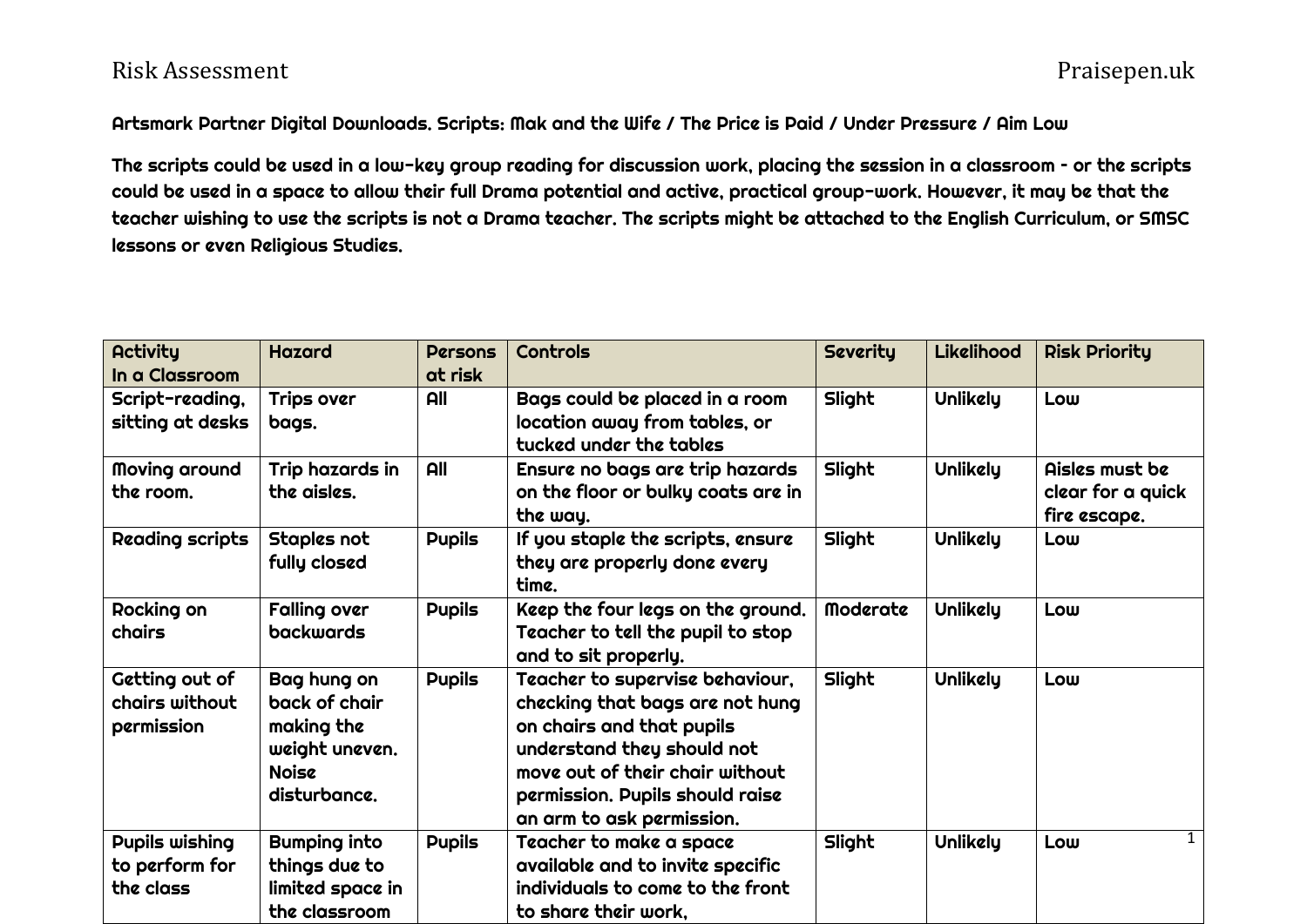**Artsmark Partner Digital Downloads. Scripts: Mak and the Wife / The Price is Paid / Under Pressure / Aim Low**

**The scripts could be used in a low-key group reading for discussion work, placing the session in a classroom - or the scripts could be used in a space to allow their full Drama potential and active, practical group-work. However, it may be that the teacher wishing to use the scripts is not a Drama teacher. The scripts might be attached to the English Curriculum, or SMSC lessons or even Religious Studies.**

| Activity In a Classroom | Hazard | Persons at risk | Controls | Severity | Likelihood | Risk Priority |
|---|---|---|---|---|---|---|
| Script-reading, sitting at desks | Trips over bags. | All | Bags could be placed in a room location away from tables, or tucked under the tables | Slight | Unlikely | Low |
| Moving around the room. | Trip hazards in the aisles. | All | Ensure no bags are trip hazards on the floor or bulky coats are in the way. | Slight | Unlikely | Aisles must be clear for a quick fire escape. |
| Reading scripts | Staples not fully closed | Pupils | If you staple the scripts, ensure they are properly done every time. | Slight | Unlikely | Low |
| Rocking on chairs | Falling over backwards | Pupils | Keep the four legs on the ground. Teacher to tell the pupil to stop and to sit properly. | Moderate | Unlikely | Low |
| Getting out of chairs without permission | Bag hung on back of chair making the weight uneven. Noise disturbance. | Pupils | Teacher to supervise behaviour, checking that bags are not hung on chairs and that pupils understand they should not move out of their chair without permission. Pupils should raise an arm to ask permission. | Slight | Unlikely | Low |
| Pupils wishing to perform for the class | Bumping into things due to limited space in the classroom | Pupils | Teacher to make a space available and to invite specific individuals to come to the front to share their work, | Slight | Unlikely | Low |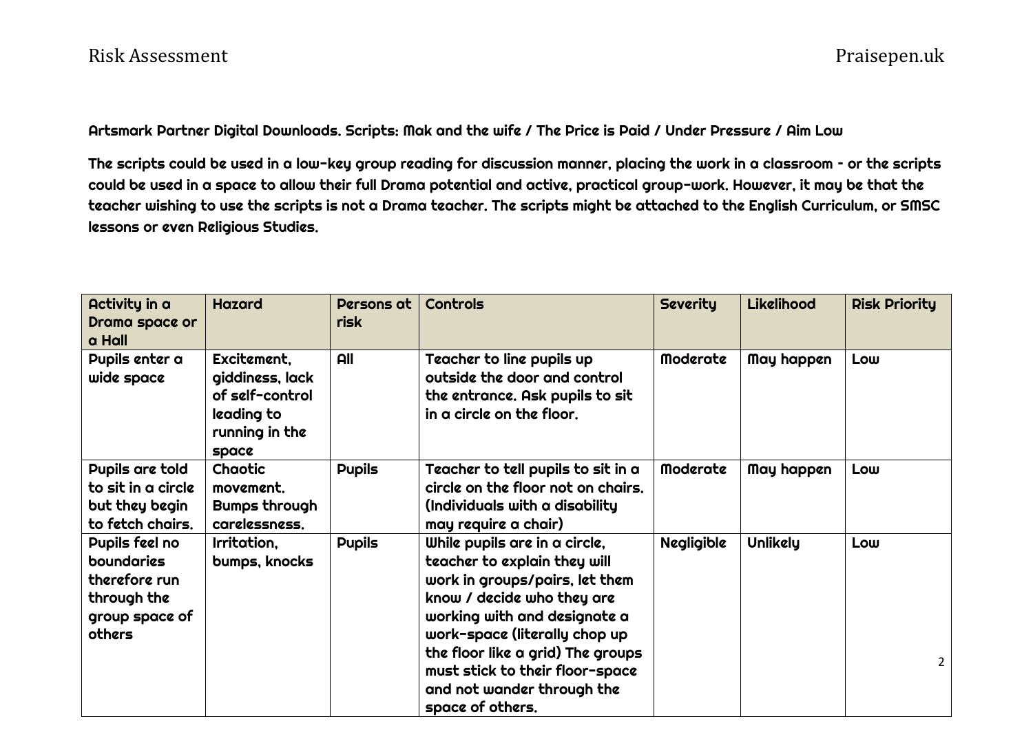**Artsmark Partner Digital Downloads. Scripts: Mak and the wife / The Price is Paid / Under Pressure / Aim Low**

**The scripts could be used in a low-key group reading for discussion manner, placing the work in a classroom - or the scripts could be used in a space to allow their full Drama potential and active, practical group-work. However, it may be that the teacher wishing to use the scripts is not a Drama teacher. The scripts might be attached to the English Curriculum, or SMSC lessons or even Religious Studies.**

| Activity in a Drama space or a Hall | Hazard | Persons at risk | Controls | Severity | Likelihood | Risk Priority |
|---|---|---|---|---|---|---|
| Pupils enter a wide space | Excitement, giddiness, lack of self-control leading to running in the space | All | Teacher to line pupils up outside the door and control the entrance. Ask pupils to sit in a circle on the floor. | Moderate | May happen | Low |
| Pupils are told to sit in a circle but they begin to fetch chairs. | Chaotic movement. Bumps through carelessness. | Pupils | Teacher to tell pupils to sit in a circle on the floor not on chairs. (Individuals with a disability may require a chair) | Moderate | May happen | Low |
| Pupils feel no boundaries therefore run through the group space of others | Irritation, bumps, knocks | Pupils | While pupils are in a circle, teacher to explain they will work in groups/pairs, let them know / decide who they are working with and designate a work-space (literally chop up the floor like a grid) The groups must stick to their floor-space and not wander through the space of others. | Negligible | Unlikely | Low |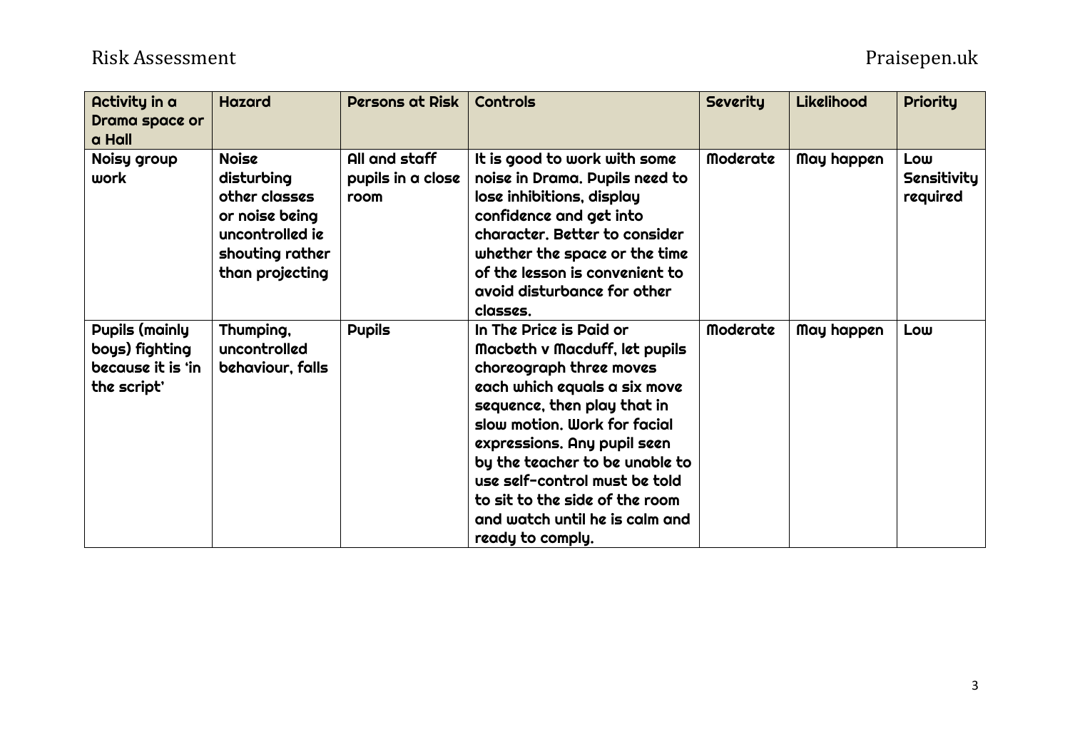| Activity in a Drama space or a Hall | Hazard | Persons at Risk | Controls | Severity | Likelihood | Priority |
|---|---|---|---|---|---|---|
| Noisy group work | Noise disturbing other classes or noise being uncontrolled ie shouting rather than projecting | All and staff pupils in a close room | It is good to work with some noise in Drama. Pupils need to lose inhibitions, display confidence and get into character. Better to consider whether the space or the time of the lesson is convenient to avoid disturbance for other classes. | Moderate | May happen | Low Sensitivity required |
| Pupils (mainly boys) fighting because it is 'in the script' | Thumping, uncontrolled behaviour, falls | Pupils | In The Price is Paid or Macbeth v Macduff, let pupils choreograph three moves each which equals a six move sequence, then play that in slow motion. Work for facial expressions. Any pupil seen by the teacher to be unable to use self-control must be told to sit to the side of the room and watch until he is calm and ready to comply. | Moderate | May happen | Low |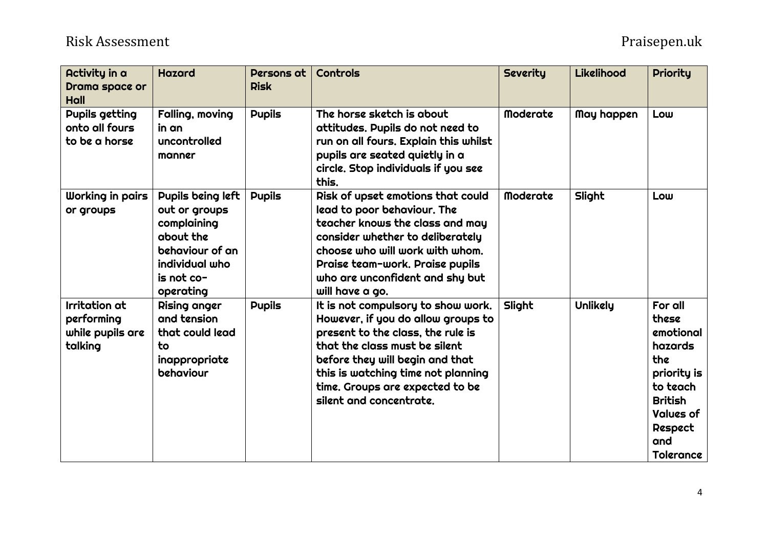| Activity in a Drama space or Hall | Hazard | Persons at Risk | Controls | Severity | Likelihood | Priority |
|---|---|---|---|---|---|---|
| Pupils getting onto all fours to be a horse | Falling, moving in an uncontrolled manner | Pupils | The horse sketch is about attitudes. Pupils do not need to run on all fours. Explain this whilst pupils are seated quietly in a circle. Stop individuals if you see this. | Moderate | May happen | Low |
| Working in pairs or groups | Pupils being left out or groups complaining about the behaviour of an individual who is not co-operating | Pupils | Risk of upset emotions that could lead to poor behaviour. The teacher knows the class and may consider whether to deliberately choose who will work with whom. Praise team-work. Praise pupils who are unconfident and shy but will have a go. | Moderate | Slight | Low |
| Irritation at performing while pupils are talking | Rising anger and tension that could lead to inappropriate behaviour | Pupils | It is not compulsory to show work. However, if you do allow groups to present to the class, the rule is that the class must be silent before they will begin and that this is watching time not planning time. Groups are expected to be silent and concentrate. | Slight | Unlikely | For all these emotional hazards the priority is to teach British Values of Respect and Tolerance |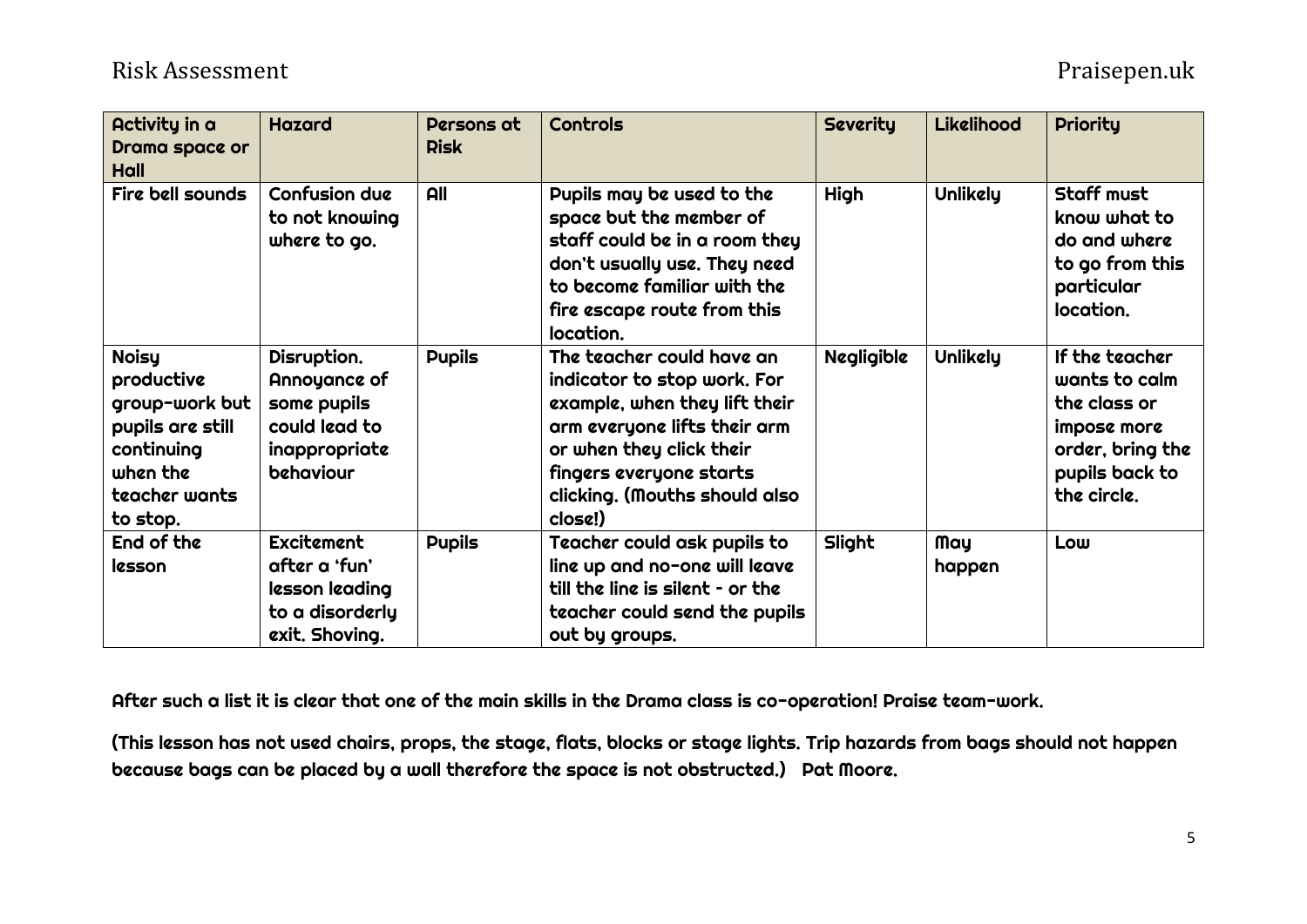| Activity in a Drama space or Hall | Hazard | Persons at Risk | Controls | Severity | Likelihood | Priority |
| --- | --- | --- | --- | --- | --- | --- |
| Fire bell sounds | Confusion due to not knowing where to go. | All | Pupils may be used to the space but the member of staff could be in a room they don't usually use. They need to become familiar with the fire escape route from this location. | High | Unlikely | Staff must know what to do and where to go from this particular location. |
| Noisy productive group-work but pupils are still continuing when the teacher wants to stop. | Disruption. Annoyance of some pupils could lead to inappropriate behaviour | Pupils | The teacher could have an indicator to stop work. For example, when they lift their arm everyone lifts their arm or when they click their fingers everyone starts clicking. (Mouths should also close!) | Negligible | Unlikely | If the teacher wants to calm the class or impose more order, bring the pupils back to the circle. |
| End of the lesson | Excitement after a 'fun' lesson leading to a disorderly exit. Shoving. | Pupils | Teacher could ask pupils to line up and no-one will leave till the line is silent - or the teacher could send the pupils out by groups. | Slight | May happen | Low |

**After such a list it is clear that one of the main skills in the Drama class is co-operation! Praise team-work.**

**(This lesson has not used chairs, props, the stage, flats, blocks or stage lights. Trip hazards from bags should not happen because bags can be placed by a wall therefore the space is not obstructed.) Pat Moore.**